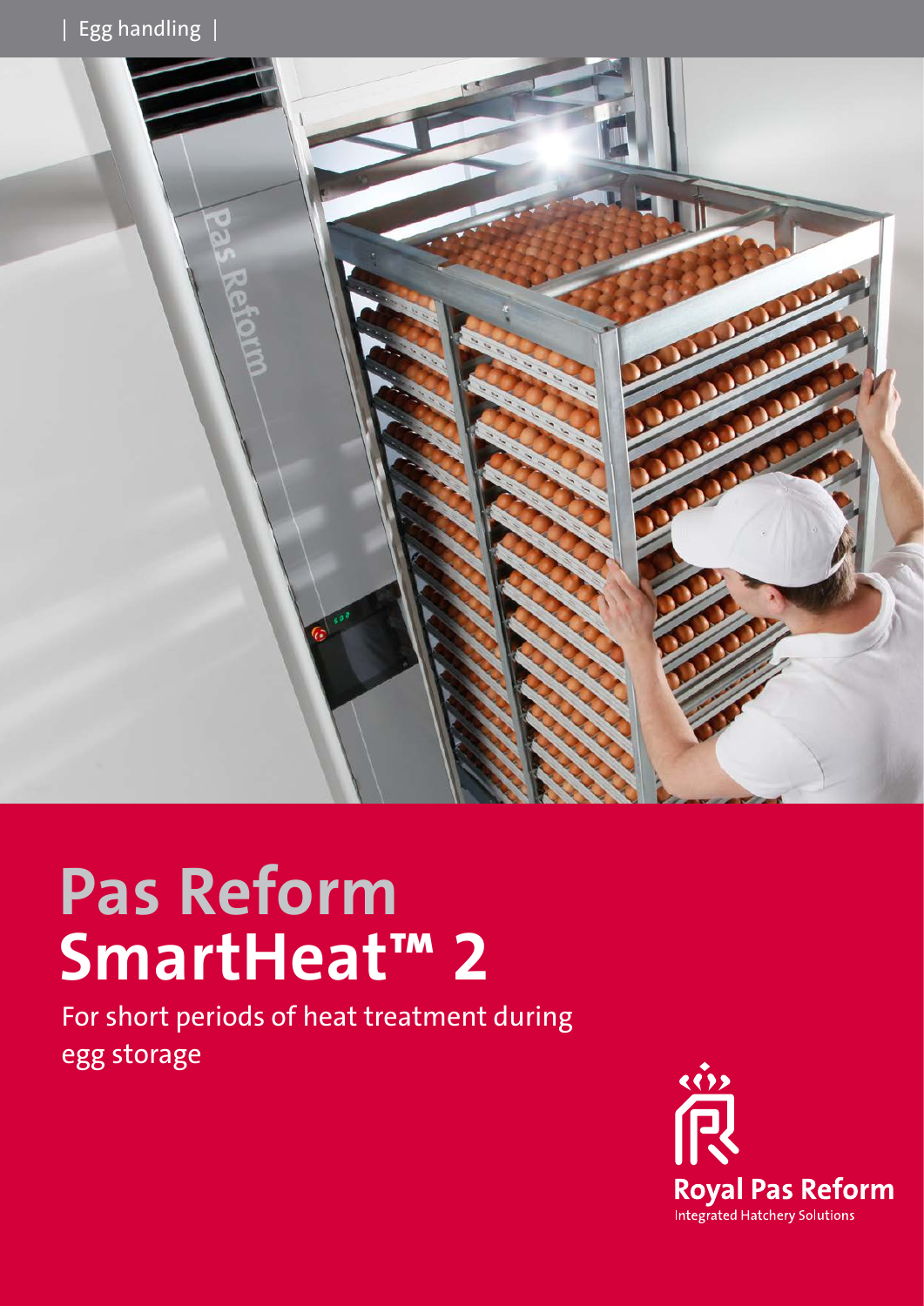| Egg handling |

# Pas Reform SmartHeat™ 2

For short periods of heat treatment during egg storage

Royal Pas Reform
Integrated Hatchery Solutions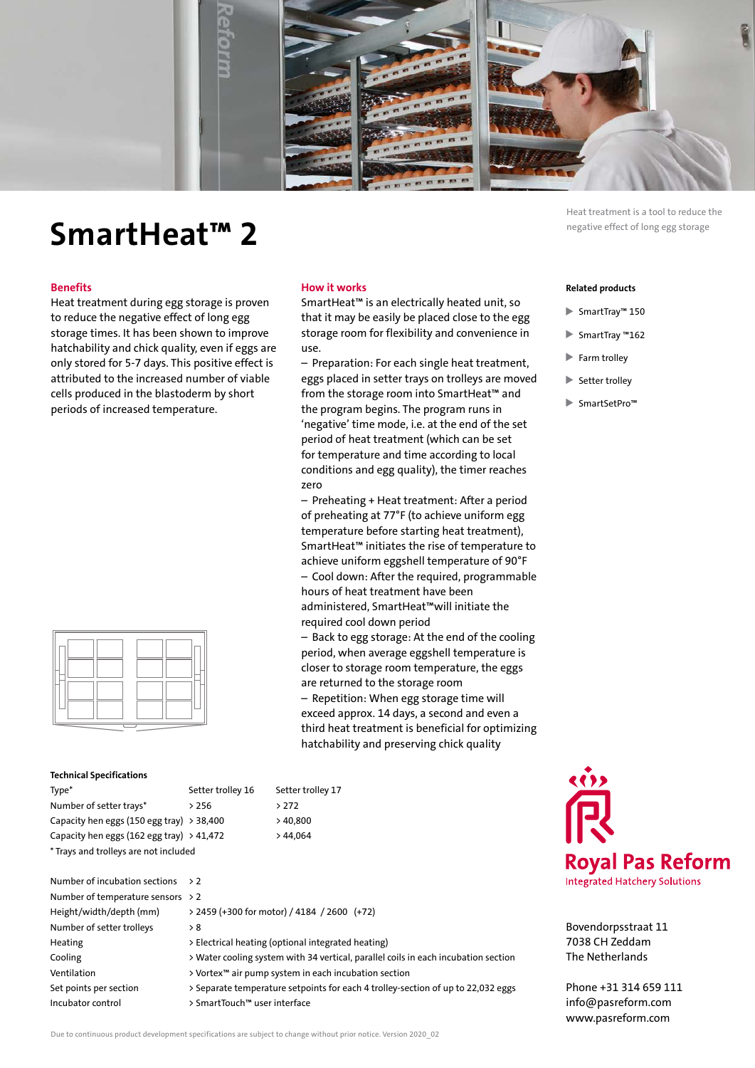# SmartHeat™ 2

Heat treatment is a tool to reduce the negative effect of long egg storage

## Benefits

Heat treatment during egg storage is proven to reduce the negative effect of long egg storage times. It has been shown to improve hatchability and chick quality, even if eggs are only stored for 5-7 days. This positive effect is attributed to the increased number of viable cells produced in the blastoderm by short periods of increased temperature.

## How it works

SmartHeat™ is an electrically heated unit, so that it may be easily be placed close to the egg storage room for flexibility and convenience in use.

– Preparation: For each single heat treatment, eggs placed in setter trays on trolleys are moved from the storage room into SmartHeat™ and the program begins. The program runs in 'negative' time mode, i.e. at the end of the set period of heat treatment (which can be set for temperature and time according to local conditions and egg quality), the timer reaches zero

– Preheating + Heat treatment: After a period of preheating at 77°F (to achieve uniform egg temperature before starting heat treatment), SmartHeat™ initiates the rise of temperature to achieve uniform eggshell temperature of 90°F

– Cool down: After the required, programmable hours of heat treatment have been administered, SmartHeat™will initiate the required cool down period

– Back to egg storage: At the end of the cooling period, when average eggshell temperature is closer to storage room temperature, the eggs are returned to the storage room

– Repetition: When egg storage time will exceed approx. 14 days, a second and even a third heat treatment is beneficial for optimizing hatchability and preserving chick quality

**Related products**

- SmartTray™ 150
- SmartTray ™162
- Farm trolley
- Setter trolley
- SmartSetPro™

**Technical Specifications**

| Type* | Setter trolley 16 | Setter trolley 17 |
|---|---|---|
| Number of setter trays* | > 256 | > 272 |
| Capacity hen eggs (150 egg tray) | > 38,400 | > 40,800 |
| Capacity hen eggs (162 egg tray) | > 41,472 | > 44,064 |

\* Trays and trolleys are not included

| | |
|---|---|
| Number of incubation sections | > 2 |
| Number of temperature sensors | > 2 |
| Height/width/depth (mm) | > 2459 (+300 for motor) / 4184 / 2600 (+72) |
| Number of setter trolleys | > 8 |
| Heating | > Electrical heating (optional integrated heating) |
| Cooling | > Water cooling system with 34 vertical, parallel coils in each incubation section |
| Ventilation | > Vortex™ air pump system in each incubation section |
| Set points per section | > Separate temperature setpoints for each 4 trolley-section of up to 22,032 eggs |
| Incubator control | > SmartTouch™ user interface |

**Royal Pas Reform**
Integrated Hatchery Solutions

Bovendorpsstraat 11
7038 CH Zeddam
The Netherlands

Phone +31 314 659 111
info@pasreform.com
www.pasreform.com

Due to continuous product development specifications are subject to change without prior notice. Version 2020_02